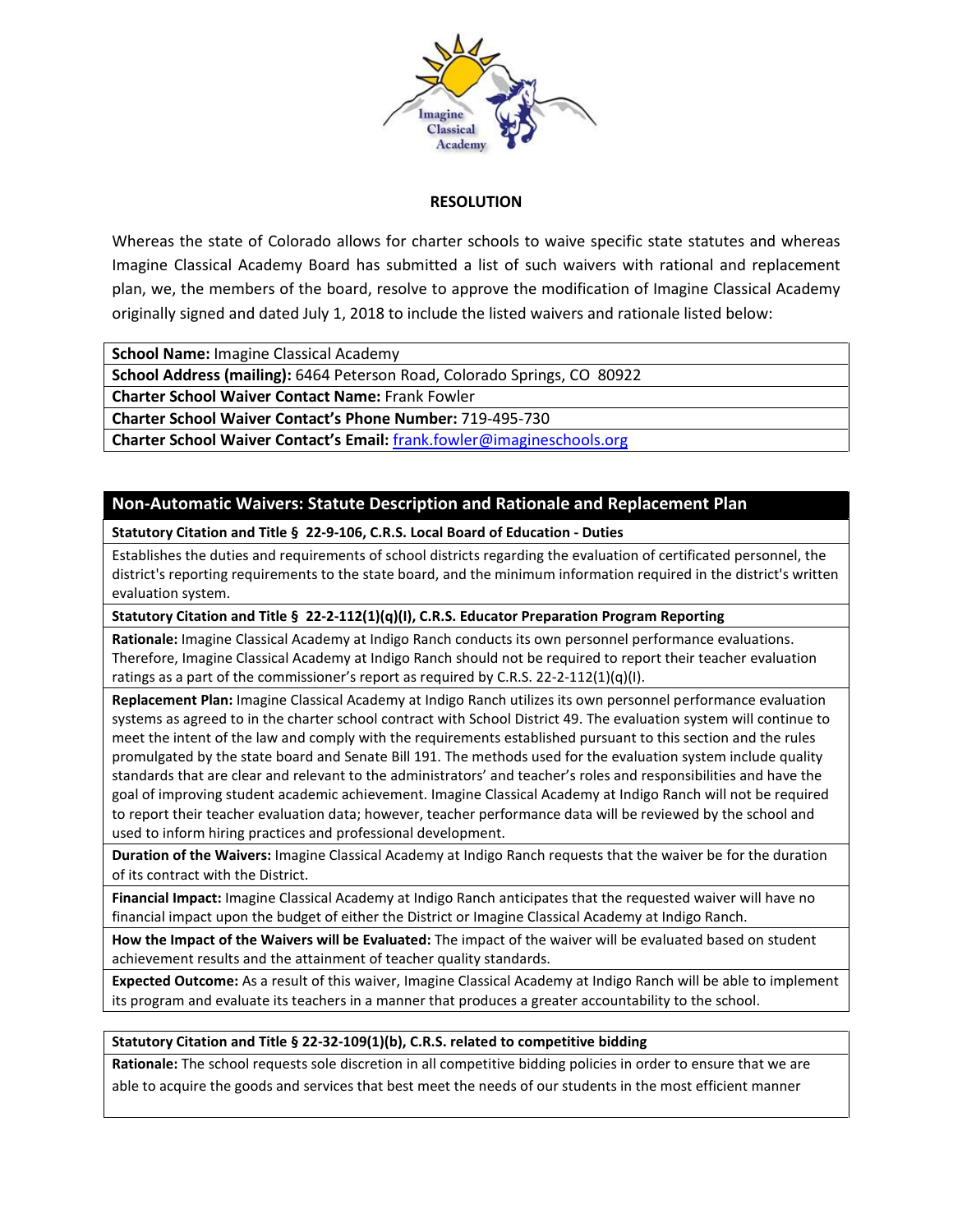**RESOLUTION**

Whereas the state of Colorado allows for charter schools to waive specific state statutes and whereas Imagine Classical Academy Board has submitted a list of such waivers with rational and replacement plan, we, the members of the board, resolve to approve the modification of Imagine Classical Academy originally signed and dated July 1, 2018 to include the listed waivers and rationale listed below:

**School Name:** Imagine Classical Academy

**School Address (mailing):** 6464 Peterson Road, Colorado Springs, CO 80922

**Charter School Waiver Contact Name:** Frank Fowler

**Charter School Waiver Contact's Phone Number:** 719-495-730

**Charter School Waiver Contact's Email:** frank.fowler@imagineschools.org

## Non-Automatic Waivers: Statute Description and Rationale and Replacement Plan

**Statutory Citation and Title § 22-9-106, C.R.S. Local Board of Education - Duties**

Establishes the duties and requirements of school districts regarding the evaluation of certificated personnel, the district's reporting requirements to the state board, and the minimum information required in the district's written evaluation system.

**Statutory Citation and Title § 22-2-112(1)(q)(I), C.R.S. Educator Preparation Program Reporting**

**Rationale:** Imagine Classical Academy at Indigo Ranch conducts its own personnel performance evaluations. Therefore, Imagine Classical Academy at Indigo Ranch should not be required to report their teacher evaluation ratings as a part of the commissioner's report as required by C.R.S. 22-2-112(1)(q)(I).

**Replacement Plan:** Imagine Classical Academy at Indigo Ranch utilizes its own personnel performance evaluation systems as agreed to in the charter school contract with School District 49. The evaluation system will continue to meet the intent of the law and comply with the requirements established pursuant to this section and the rules promulgated by the state board and Senate Bill 191. The methods used for the evaluation system include quality standards that are clear and relevant to the administrators' and teacher's roles and responsibilities and have the goal of improving student academic achievement. Imagine Classical Academy at Indigo Ranch will not be required to report their teacher evaluation data; however, teacher performance data will be reviewed by the school and used to inform hiring practices and professional development.

**Duration of the Waivers:** Imagine Classical Academy at Indigo Ranch requests that the waiver be for the duration of its contract with the District.

**Financial Impact:** Imagine Classical Academy at Indigo Ranch anticipates that the requested waiver will have no financial impact upon the budget of either the District or Imagine Classical Academy at Indigo Ranch.

**How the Impact of the Waivers will be Evaluated:** The impact of the waiver will be evaluated based on student achievement results and the attainment of teacher quality standards.

**Expected Outcome:** As a result of this waiver, Imagine Classical Academy at Indigo Ranch will be able to implement its program and evaluate its teachers in a manner that produces a greater accountability to the school.

**Statutory Citation and Title § 22-32-109(1)(b), C.R.S. related to competitive bidding**

**Rationale:** The school requests sole discretion in all competitive bidding policies in order to ensure that we are able to acquire the goods and services that best meet the needs of our students in the most efficient manner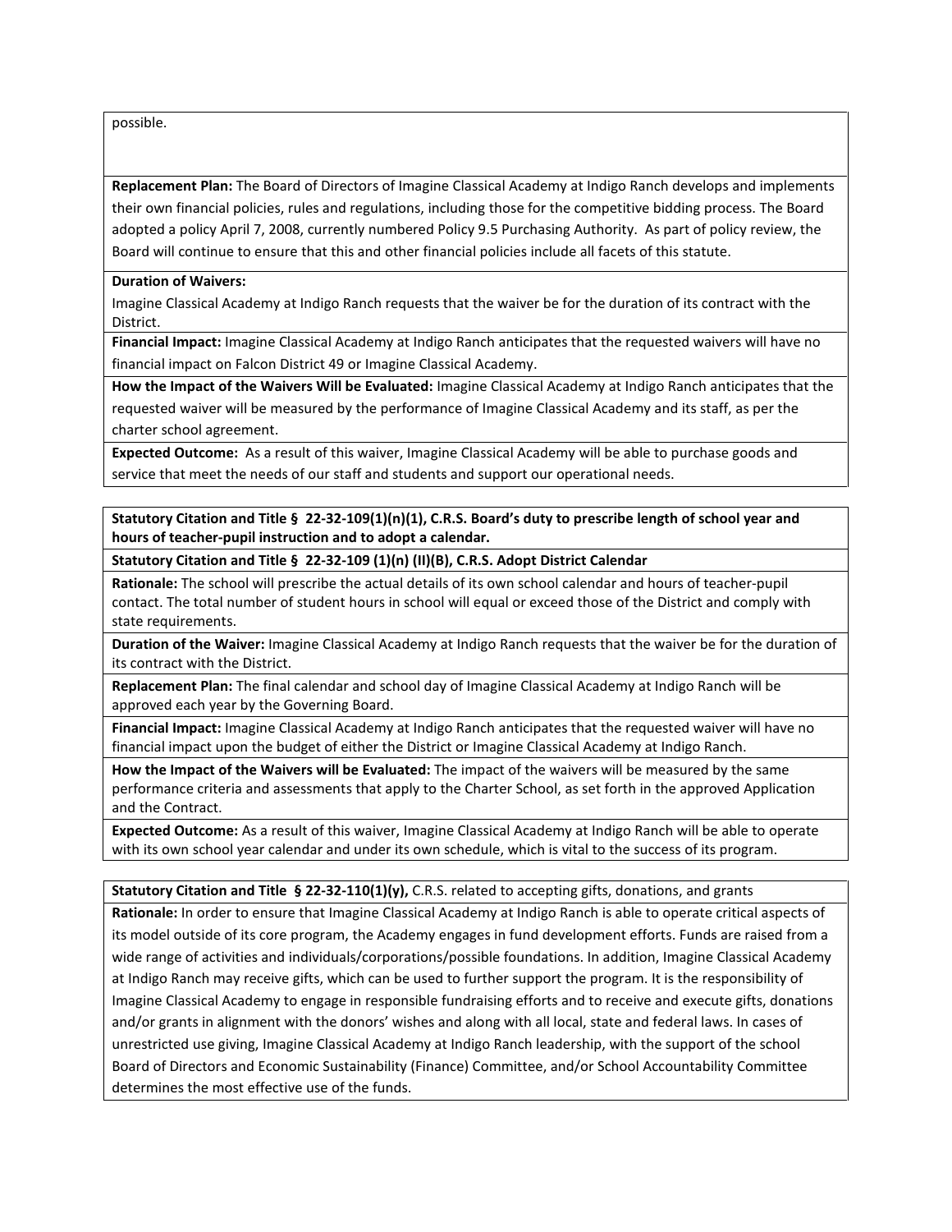possible.

**Replacement Plan:** The Board of Directors of Imagine Classical Academy at Indigo Ranch develops and implements their own financial policies, rules and regulations, including those for the competitive bidding process. The Board adopted a policy April 7, 2008, currently numbered Policy 9.5 Purchasing Authority. As part of policy review, the Board will continue to ensure that this and other financial policies include all facets of this statute.

**Duration of Waivers:**

Imagine Classical Academy at Indigo Ranch requests that the waiver be for the duration of its contract with the District.

**Financial Impact:** Imagine Classical Academy at Indigo Ranch anticipates that the requested waivers will have no financial impact on Falcon District 49 or Imagine Classical Academy.

**How the Impact of the Waivers Will be Evaluated:** Imagine Classical Academy at Indigo Ranch anticipates that the requested waiver will be measured by the performance of Imagine Classical Academy and its staff, as per the charter school agreement.

**Expected Outcome:** As a result of this waiver, Imagine Classical Academy will be able to purchase goods and service that meet the needs of our staff and students and support our operational needs.

**Statutory Citation and Title § 22-32-109(1)(n)(1), C.R.S. Board's duty to prescribe length of school year and hours of teacher-pupil instruction and to adopt a calendar.**

**Statutory Citation and Title § 22-32-109 (1)(n) (II)(B), C.R.S. Adopt District Calendar**

**Rationale:** The school will prescribe the actual details of its own school calendar and hours of teacher-pupil contact. The total number of student hours in school will equal or exceed those of the District and comply with state requirements.

**Duration of the Waiver:** Imagine Classical Academy at Indigo Ranch requests that the waiver be for the duration of its contract with the District.

**Replacement Plan:** The final calendar and school day of Imagine Classical Academy at Indigo Ranch will be approved each year by the Governing Board.

**Financial Impact:** Imagine Classical Academy at Indigo Ranch anticipates that the requested waiver will have no financial impact upon the budget of either the District or Imagine Classical Academy at Indigo Ranch.

**How the Impact of the Waivers will be Evaluated:** The impact of the waivers will be measured by the same performance criteria and assessments that apply to the Charter School, as set forth in the approved Application and the Contract.

**Expected Outcome:** As a result of this waiver, Imagine Classical Academy at Indigo Ranch will be able to operate with its own school year calendar and under its own schedule, which is vital to the success of its program.

**Statutory Citation and Title § 22-32-110(1)(y),** C.R.S. related to accepting gifts, donations, and grants

**Rationale:** In order to ensure that Imagine Classical Academy at Indigo Ranch is able to operate critical aspects of its model outside of its core program, the Academy engages in fund development efforts. Funds are raised from a wide range of activities and individuals/corporations/possible foundations. In addition, Imagine Classical Academy at Indigo Ranch may receive gifts, which can be used to further support the program. It is the responsibility of Imagine Classical Academy to engage in responsible fundraising efforts and to receive and execute gifts, donations and/or grants in alignment with the donors' wishes and along with all local, state and federal laws. In cases of unrestricted use giving, Imagine Classical Academy at Indigo Ranch leadership, with the support of the school Board of Directors and Economic Sustainability (Finance) Committee, and/or School Accountability Committee determines the most effective use of the funds.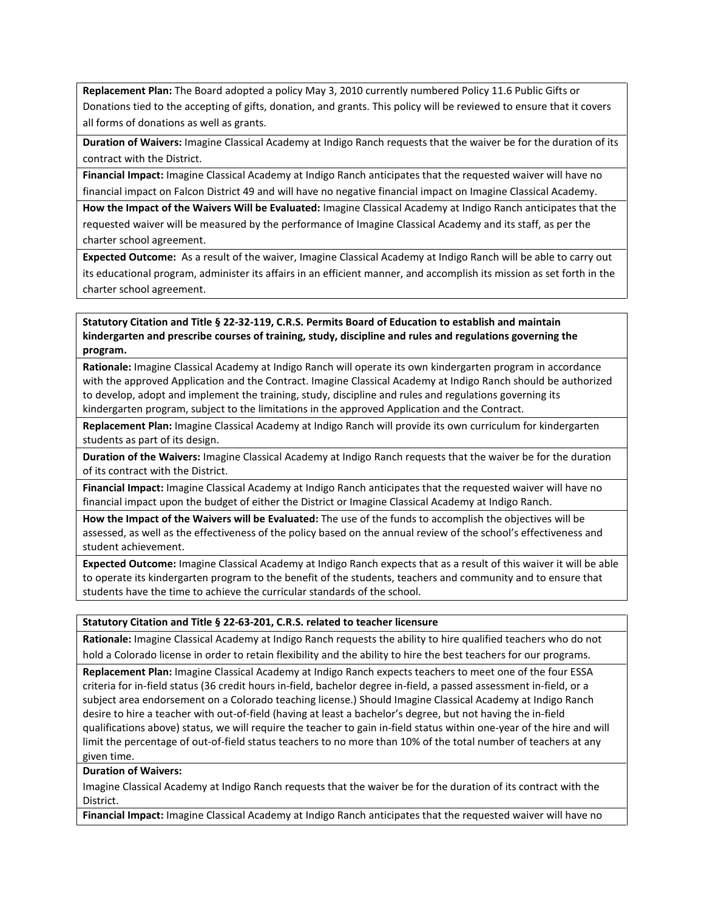**Replacement Plan:** The Board adopted a policy May 3, 2010 currently numbered Policy 11.6 Public Gifts or Donations tied to the accepting of gifts, donation, and grants. This policy will be reviewed to ensure that it covers all forms of donations as well as grants.

**Duration of Waivers:** Imagine Classical Academy at Indigo Ranch requests that the waiver be for the duration of its contract with the District.

**Financial Impact:** Imagine Classical Academy at Indigo Ranch anticipates that the requested waiver will have no financial impact on Falcon District 49 and will have no negative financial impact on Imagine Classical Academy.

**How the Impact of the Waivers Will be Evaluated:** Imagine Classical Academy at Indigo Ranch anticipates that the requested waiver will be measured by the performance of Imagine Classical Academy and its staff, as per the charter school agreement.

**Expected Outcome:** As a result of the waiver, Imagine Classical Academy at Indigo Ranch will be able to carry out its educational program, administer its affairs in an efficient manner, and accomplish its mission as set forth in the charter school agreement.

**Statutory Citation and Title § 22-32-119, C.R.S. Permits Board of Education to establish and maintain kindergarten and prescribe courses of training, study, discipline and rules and regulations governing the program.**

**Rationale:** Imagine Classical Academy at Indigo Ranch will operate its own kindergarten program in accordance with the approved Application and the Contract. Imagine Classical Academy at Indigo Ranch should be authorized to develop, adopt and implement the training, study, discipline and rules and regulations governing its kindergarten program, subject to the limitations in the approved Application and the Contract.

**Replacement Plan:** Imagine Classical Academy at Indigo Ranch will provide its own curriculum for kindergarten students as part of its design.

**Duration of the Waivers:** Imagine Classical Academy at Indigo Ranch requests that the waiver be for the duration of its contract with the District.

**Financial Impact:** Imagine Classical Academy at Indigo Ranch anticipates that the requested waiver will have no financial impact upon the budget of either the District or Imagine Classical Academy at Indigo Ranch.

**How the Impact of the Waivers will be Evaluated:** The use of the funds to accomplish the objectives will be assessed, as well as the effectiveness of the policy based on the annual review of the school's effectiveness and student achievement.

**Expected Outcome:** Imagine Classical Academy at Indigo Ranch expects that as a result of this waiver it will be able to operate its kindergarten program to the benefit of the students, teachers and community and to ensure that students have the time to achieve the curricular standards of the school.

**Statutory Citation and Title § 22-63-201, C.R.S. related to teacher licensure**

**Rationale:** Imagine Classical Academy at Indigo Ranch requests the ability to hire qualified teachers who do not hold a Colorado license in order to retain flexibility and the ability to hire the best teachers for our programs.

**Replacement Plan:** Imagine Classical Academy at Indigo Ranch expects teachers to meet one of the four ESSA criteria for in-field status (36 credit hours in-field, bachelor degree in-field, a passed assessment in-field, or a subject area endorsement on a Colorado teaching license.) Should Imagine Classical Academy at Indigo Ranch desire to hire a teacher with out-of-field (having at least a bachelor's degree, but not having the in-field qualifications above) status, we will require the teacher to gain in-field status within one-year of the hire and will limit the percentage of out-of-field status teachers to no more than 10% of the total number of teachers at any given time.

**Duration of Waivers:**

Imagine Classical Academy at Indigo Ranch requests that the waiver be for the duration of its contract with the District.

**Financial Impact:** Imagine Classical Academy at Indigo Ranch anticipates that the requested waiver will have no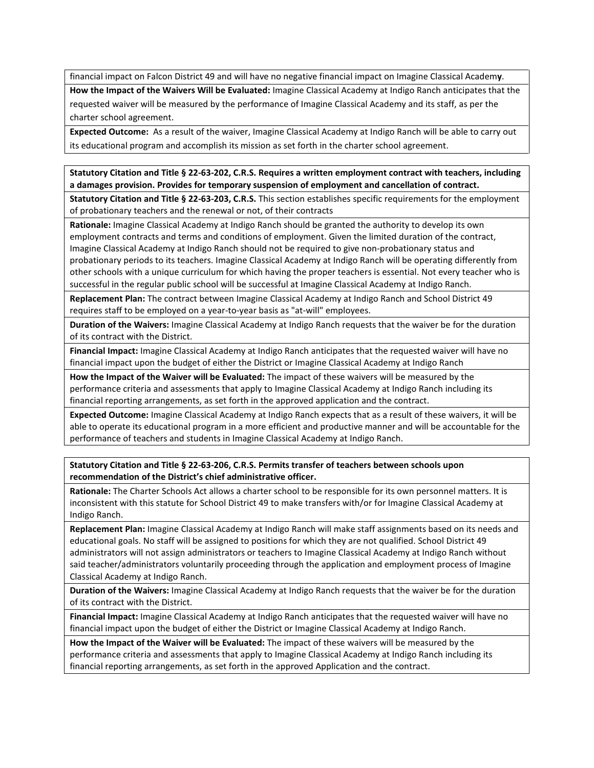financial impact on Falcon District 49 and will have no negative financial impact on Imagine Classical Academ**y**.

**How the Impact of the Waivers Will be Evaluated:** Imagine Classical Academy at Indigo Ranch anticipates that the requested waiver will be measured by the performance of Imagine Classical Academy and its staff, as per the charter school agreement.

**Expected Outcome:** As a result of the waiver, Imagine Classical Academy at Indigo Ranch will be able to carry out its educational program and accomplish its mission as set forth in the charter school agreement.

**Statutory Citation and Title § 22-63-202, C.R.S. Requires a written employment contract with teachers, including a damages provision. Provides for temporary suspension of employment and cancellation of contract.**

**Statutory Citation and Title § 22-63-203, C.R.S.** This section establishes specific requirements for the employment of probationary teachers and the renewal or not, of their contracts

**Rationale:** Imagine Classical Academy at Indigo Ranch should be granted the authority to develop its own employment contracts and terms and conditions of employment. Given the limited duration of the contract, Imagine Classical Academy at Indigo Ranch should not be required to give non-probationary status and probationary periods to its teachers. Imagine Classical Academy at Indigo Ranch will be operating differently from other schools with a unique curriculum for which having the proper teachers is essential. Not every teacher who is successful in the regular public school will be successful at Imagine Classical Academy at Indigo Ranch.

**Replacement Plan:** The contract between Imagine Classical Academy at Indigo Ranch and School District 49 requires staff to be employed on a year-to-year basis as "at-will" employees.

**Duration of the Waivers:** Imagine Classical Academy at Indigo Ranch requests that the waiver be for the duration of its contract with the District.

**Financial Impact:** Imagine Classical Academy at Indigo Ranch anticipates that the requested waiver will have no financial impact upon the budget of either the District or Imagine Classical Academy at Indigo Ranch

**How the Impact of the Waiver will be Evaluated:** The impact of these waivers will be measured by the performance criteria and assessments that apply to Imagine Classical Academy at Indigo Ranch including its financial reporting arrangements, as set forth in the approved application and the contract.

**Expected Outcome:** Imagine Classical Academy at Indigo Ranch expects that as a result of these waivers, it will be able to operate its educational program in a more efficient and productive manner and will be accountable for the performance of teachers and students in Imagine Classical Academy at Indigo Ranch.

**Statutory Citation and Title § 22-63-206, C.R.S. Permits transfer of teachers between schools upon recommendation of the District's chief administrative officer.**

**Rationale:** The Charter Schools Act allows a charter school to be responsible for its own personnel matters. It is inconsistent with this statute for School District 49 to make transfers with/or for Imagine Classical Academy at Indigo Ranch.

**Replacement Plan:** Imagine Classical Academy at Indigo Ranch will make staff assignments based on its needs and educational goals. No staff will be assigned to positions for which they are not qualified. School District 49 administrators will not assign administrators or teachers to Imagine Classical Academy at Indigo Ranch without said teacher/administrators voluntarily proceeding through the application and employment process of Imagine Classical Academy at Indigo Ranch.

**Duration of the Waivers:** Imagine Classical Academy at Indigo Ranch requests that the waiver be for the duration of its contract with the District.

**Financial Impact:** Imagine Classical Academy at Indigo Ranch anticipates that the requested waiver will have no financial impact upon the budget of either the District or Imagine Classical Academy at Indigo Ranch.

**How the Impact of the Waiver will be Evaluated:** The impact of these waivers will be measured by the performance criteria and assessments that apply to Imagine Classical Academy at Indigo Ranch including its financial reporting arrangements, as set forth in the approved Application and the contract.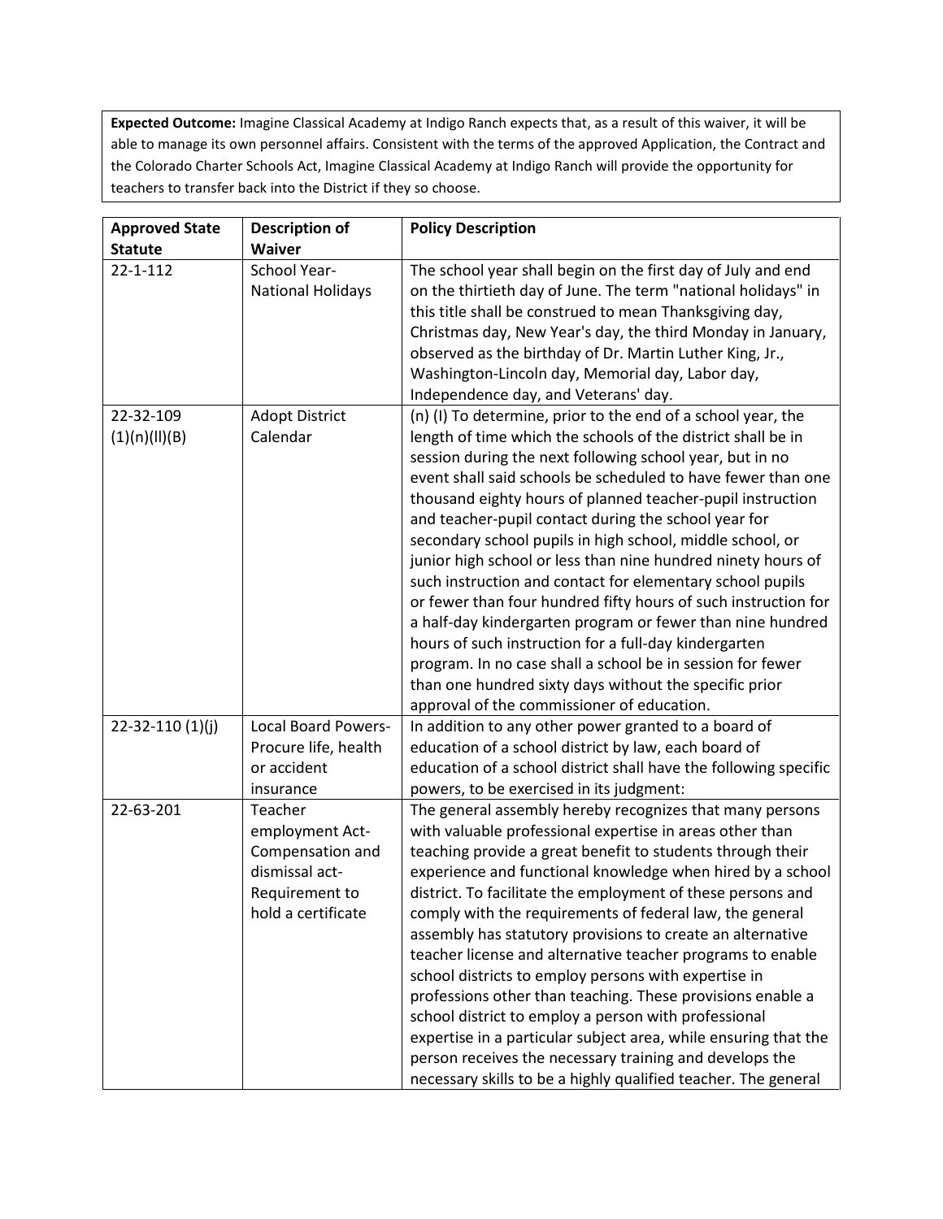**Expected Outcome:** Imagine Classical Academy at Indigo Ranch expects that, as a result of this waiver, it will be able to manage its own personnel affairs. Consistent with the terms of the approved Application, the Contract and the Colorado Charter Schools Act, Imagine Classical Academy at Indigo Ranch will provide the opportunity for teachers to transfer back into the District if they so choose.

| Approved State Statute | Description of Waiver | Policy Description |
|---|---|---|
| 22-1-112 | School Year-National Holidays | The school year shall begin on the first day of July and end on the thirtieth day of June. The term "national holidays" in this title shall be construed to mean Thanksgiving day, Christmas day, New Year's day, the third Monday in January, observed as the birthday of Dr. Martin Luther King, Jr., Washington-Lincoln day, Memorial day, Labor day, Independence day, and Veterans' day. |
| 22-32-109 (1)(n)(II)(B) | Adopt District Calendar | (n) (I) To determine, prior to the end of a school year, the length of time which the schools of the district shall be in session during the next following school year, but in no event shall said schools be scheduled to have fewer than one thousand eighty hours of planned teacher-pupil instruction and teacher-pupil contact during the school year for secondary school pupils in high school, middle school, or junior high school or less than nine hundred ninety hours of such instruction and contact for elementary school pupils or fewer than four hundred fifty hours of such instruction for a half-day kindergarten program or fewer than nine hundred hours of such instruction for a full-day kindergarten program. In no case shall a school be in session for fewer than one hundred sixty days without the specific prior approval of the commissioner of education. |
| 22-32-110 (1)(j) | Local Board Powers-Procure life, health or accident insurance | In addition to any other power granted to a board of education of a school district by law, each board of education of a school district shall have the following specific powers, to be exercised in its judgment: |
| 22-63-201 | Teacher employment Act-Compensation and dismissal act-Requirement to hold a certificate | The general assembly hereby recognizes that many persons with valuable professional expertise in areas other than teaching provide a great benefit to students through their experience and functional knowledge when hired by a school district. To facilitate the employment of these persons and comply with the requirements of federal law, the general assembly has statutory provisions to create an alternative teacher license and alternative teacher programs to enable school districts to employ persons with expertise in professions other than teaching. These provisions enable a school district to employ a person with professional expertise in a particular subject area, while ensuring that the person receives the necessary training and develops the necessary skills to be a highly qualified teacher. The general |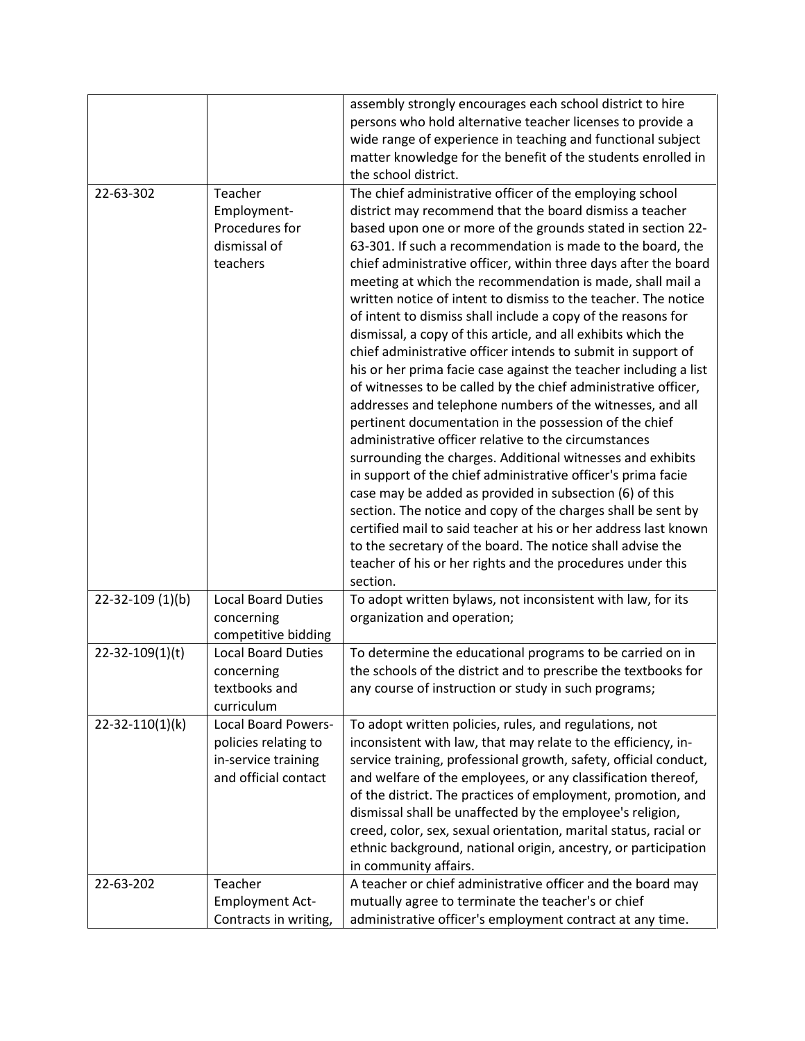| | | |
|---|---|---|
| | | assembly strongly encourages each school district to hire persons who hold alternative teacher licenses to provide a wide range of experience in teaching and functional subject matter knowledge for the benefit of the students enrolled in the school district. |
| 22-63-302 | Teacher Employment- Procedures for dismissal of teachers | The chief administrative officer of the employing school district may recommend that the board dismiss a teacher based upon one or more of the grounds stated in section 22-63-301. If such a recommendation is made to the board, the chief administrative officer, within three days after the board meeting at which the recommendation is made, shall mail a written notice of intent to dismiss to the teacher. The notice of intent to dismiss shall include a copy of the reasons for dismissal, a copy of this article, and all exhibits which the chief administrative officer intends to submit in support of his or her prima facie case against the teacher including a list of witnesses to be called by the chief administrative officer, addresses and telephone numbers of the witnesses, and all pertinent documentation in the possession of the chief administrative officer relative to the circumstances surrounding the charges. Additional witnesses and exhibits in support of the chief administrative officer's prima facie case may be added as provided in subsection (6) of this section. The notice and copy of the charges shall be sent by certified mail to said teacher at his or her address last known to the secretary of the board. The notice shall advise the teacher of his or her rights and the procedures under this section. |
| 22-32-109 (1)(b) | Local Board Duties concerning competitive bidding | To adopt written bylaws, not inconsistent with law, for its organization and operation; |
| 22-32-109(1)(t) | Local Board Duties concerning textbooks and curriculum | To determine the educational programs to be carried on in the schools of the district and to prescribe the textbooks for any course of instruction or study in such programs; |
| 22-32-110(1)(k) | Local Board Powers- policies relating to in-service training and official contact | To adopt written policies, rules, and regulations, not inconsistent with law, that may relate to the efficiency, in-service training, professional growth, safety, official conduct, and welfare of the employees, or any classification thereof, of the district. The practices of employment, promotion, and dismissal shall be unaffected by the employee's religion, creed, color, sex, sexual orientation, marital status, racial or ethnic background, national origin, ancestry, or participation in community affairs. |
| 22-63-202 | Teacher Employment Act- Contracts in writing, | A teacher or chief administrative officer and the board may mutually agree to terminate the teacher's or chief administrative officer's employment contract at any time. |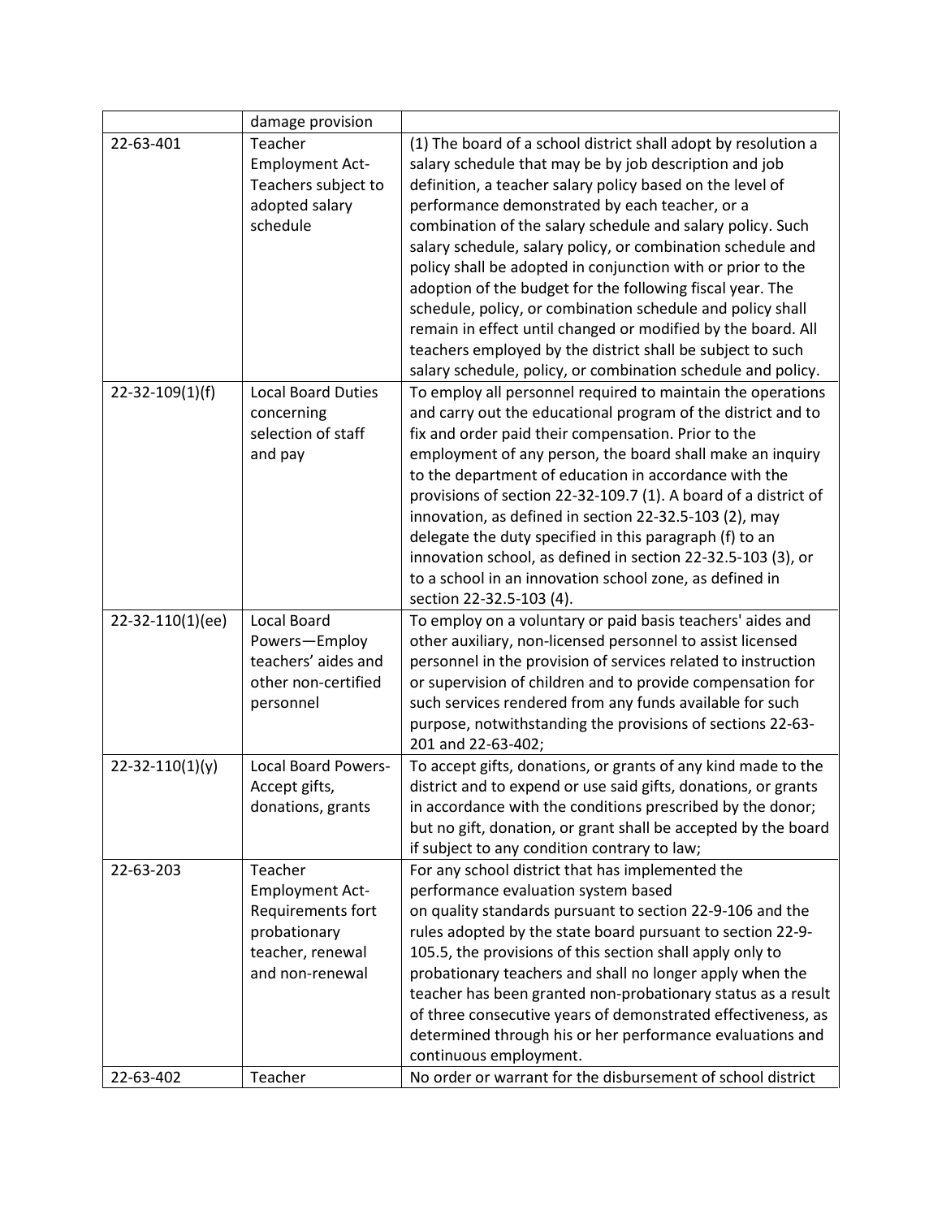| | damage provision | |
|---|---|---|
| 22-63-401 | Teacher Employment Act-Teachers subject to adopted salary schedule | (1) The board of a school district shall adopt by resolution a salary schedule that may be by job description and job definition, a teacher salary policy based on the level of performance demonstrated by each teacher, or a combination of the salary schedule and salary policy. Such salary schedule, salary policy, or combination schedule and policy shall be adopted in conjunction with or prior to the adoption of the budget for the following fiscal year. The schedule, policy, or combination schedule and policy shall remain in effect until changed or modified by the board. All teachers employed by the district shall be subject to such salary schedule, policy, or combination schedule and policy. |
| 22-32-109(1)(f) | Local Board Duties concerning selection of staff and pay | To employ all personnel required to maintain the operations and carry out the educational program of the district and to fix and order paid their compensation. Prior to the employment of any person, the board shall make an inquiry to the department of education in accordance with the provisions of section 22-32-109.7 (1). A board of a district of innovation, as defined in section 22-32.5-103 (2), may delegate the duty specified in this paragraph (f) to an innovation school, as defined in section 22-32.5-103 (3), or to a school in an innovation school zone, as defined in section 22-32.5-103 (4). |
| 22-32-110(1)(ee) | Local Board Powers—Employ teachers' aides and other non-certified personnel | To employ on a voluntary or paid basis teachers' aides and other auxiliary, non-licensed personnel to assist licensed personnel in the provision of services related to instruction or supervision of children and to provide compensation for such services rendered from any funds available for such purpose, notwithstanding the provisions of sections 22-63-201 and 22-63-402; |
| 22-32-110(1)(y) | Local Board Powers-Accept gifts, donations, grants | To accept gifts, donations, or grants of any kind made to the district and to expend or use said gifts, donations, or grants in accordance with the conditions prescribed by the donor; but no gift, donation, or grant shall be accepted by the board if subject to any condition contrary to law; |
| 22-63-203 | Teacher Employment Act-Requirements fort probationary teacher, renewal and non-renewal | For any school district that has implemented the performance evaluation system based on quality standards pursuant to section 22-9-106 and the rules adopted by the state board pursuant to section 22-9-105.5, the provisions of this section shall apply only to probationary teachers and shall no longer apply when the teacher has been granted non-probationary status as a result of three consecutive years of demonstrated effectiveness, as determined through his or her performance evaluations and continuous employment. |
| 22-63-402 | Teacher | No order or warrant for the disbursement of school district |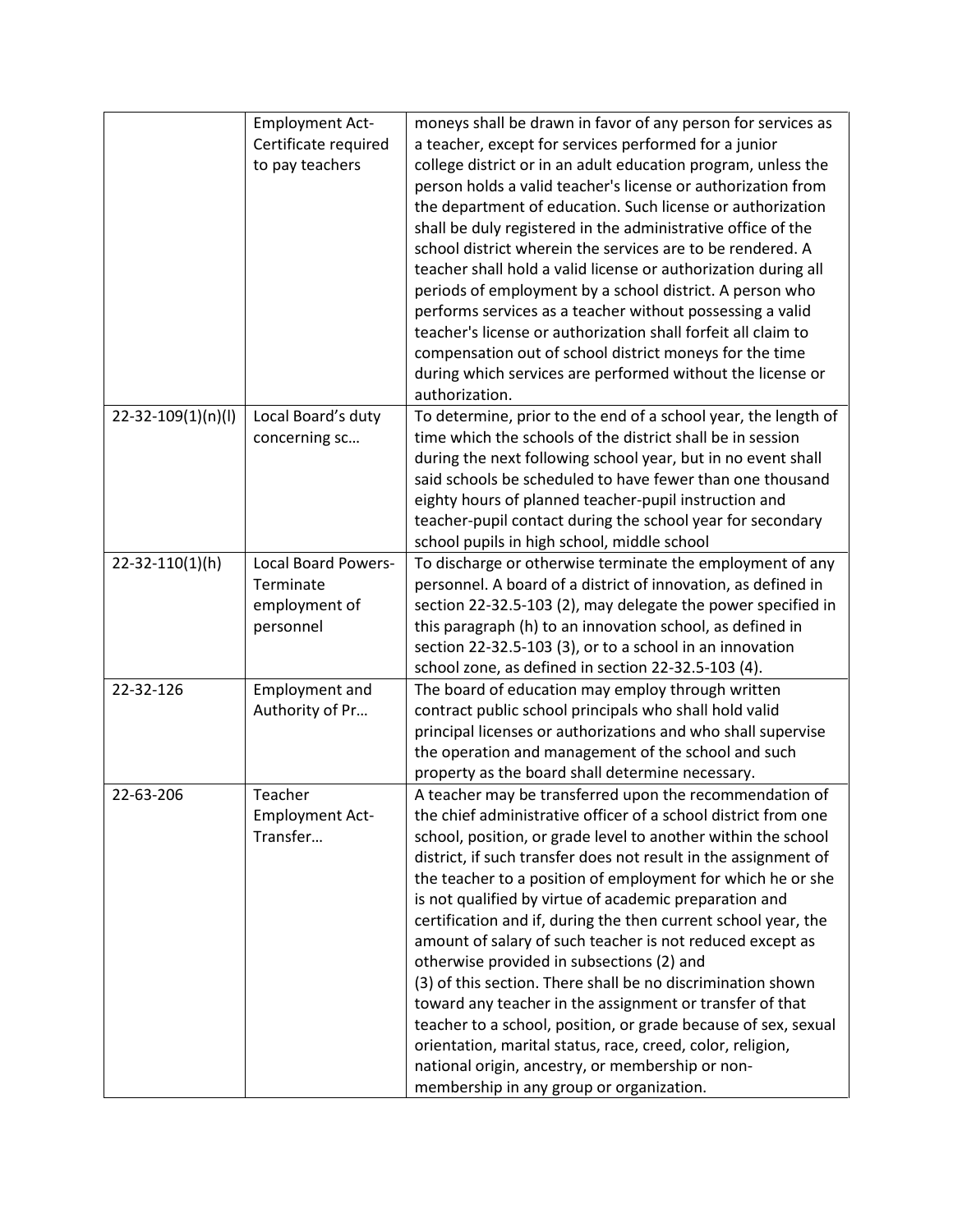| | | |
|---|---|---|
| | Employment Act-Certificate required to pay teachers | moneys shall be drawn in favor of any person for services as a teacher, except for services performed for a junior college district or in an adult education program, unless the person holds a valid teacher's license or authorization from the department of education. Such license or authorization shall be duly registered in the administrative office of the school district wherein the services are to be rendered. A teacher shall hold a valid license or authorization during all periods of employment by a school district. A person who performs services as a teacher without possessing a valid teacher's license or authorization shall forfeit all claim to compensation out of school district moneys for the time during which services are performed without the license or authorization. |
| 22-32-109(1)(n)(I) | Local Board's duty concerning sc… | To determine, prior to the end of a school year, the length of time which the schools of the district shall be in session during the next following school year, but in no event shall said schools be scheduled to have fewer than one thousand eighty hours of planned teacher-pupil instruction and teacher-pupil contact during the school year for secondary school pupils in high school, middle school |
| 22-32-110(1)(h) | Local Board Powers-Terminate employment of personnel | To discharge or otherwise terminate the employment of any personnel. A board of a district of innovation, as defined in section 22-32.5-103 (2), may delegate the power specified in this paragraph (h) to an innovation school, as defined in section 22-32.5-103 (3), or to a school in an innovation school zone, as defined in section 22-32.5-103 (4). |
| 22-32-126 | Employment and Authority of Pr… | The board of education may employ through written contract public school principals who shall hold valid principal licenses or authorizations and who shall supervise the operation and management of the school and such property as the board shall determine necessary. |
| 22-63-206 | Teacher Employment Act-Transfer… | A teacher may be transferred upon the recommendation of the chief administrative officer of a school district from one school, position, or grade level to another within the school district, if such transfer does not result in the assignment of the teacher to a position of employment for which he or she is not qualified by virtue of academic preparation and certification and if, during the then current school year, the amount of salary of such teacher is not reduced except as otherwise provided in subsections (2) and (3) of this section. There shall be no discrimination shown toward any teacher in the assignment or transfer of that teacher to a school, position, or grade because of sex, sexual orientation, marital status, race, creed, color, religion, national origin, ancestry, or membership or non-membership in any group or organization. |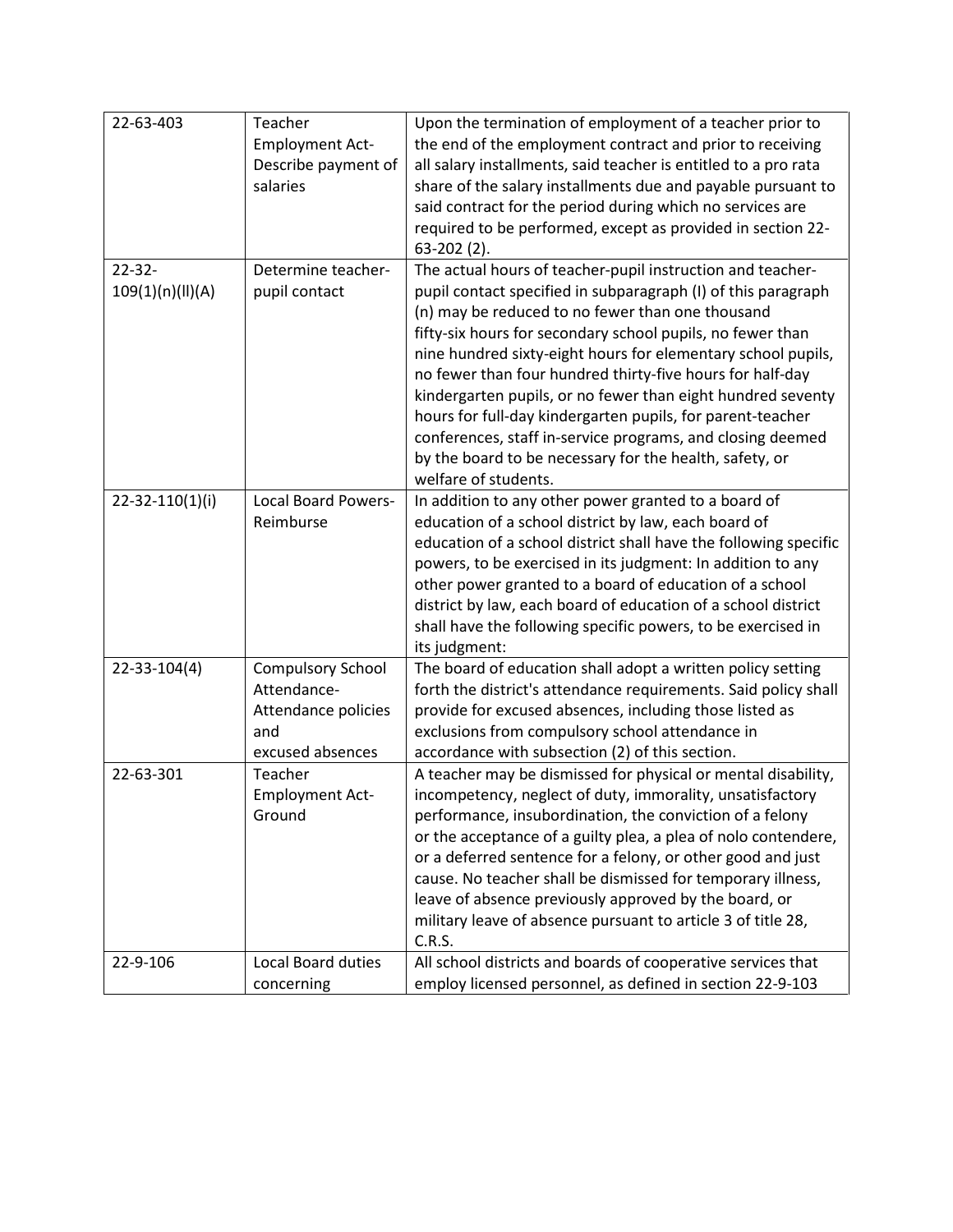| 22-63-403 | Teacher Employment Act-Describe payment of salaries | Upon the termination of employment of a teacher prior to the end of the employment contract and prior to receiving all salary installments, said teacher is entitled to a pro rata share of the salary installments due and payable pursuant to said contract for the period during which no services are required to be performed, except as provided in section 22-63-202 (2). |
|---|---|---|
| 22-32-109(1)(n)(II)(A) | Determine teacher-pupil contact | The actual hours of teacher-pupil instruction and teacher-pupil contact specified in subparagraph (I) of this paragraph (n) may be reduced to no fewer than one thousand fifty-six hours for secondary school pupils, no fewer than nine hundred sixty-eight hours for elementary school pupils, no fewer than four hundred thirty-five hours for half-day kindergarten pupils, or no fewer than eight hundred seventy hours for full-day kindergarten pupils, for parent-teacher conferences, staff in-service programs, and closing deemed by the board to be necessary for the health, safety, or welfare of students. |
| 22-32-110(1)(i) | Local Board Powers-Reimburse | In addition to any other power granted to a board of education of a school district by law, each board of education of a school district shall have the following specific powers, to be exercised in its judgment: In addition to any other power granted to a board of education of a school district by law, each board of education of a school district shall have the following specific powers, to be exercised in its judgment: |
| 22-33-104(4) | Compulsory School Attendance-Attendance policies and excused absences | The board of education shall adopt a written policy setting forth the district's attendance requirements. Said policy shall provide for excused absences, including those listed as exclusions from compulsory school attendance in accordance with subsection (2) of this section. |
| 22-63-301 | Teacher Employment Act-Ground | A teacher may be dismissed for physical or mental disability, incompetency, neglect of duty, immorality, unsatisfactory performance, insubordination, the conviction of a felony or the acceptance of a guilty plea, a plea of nolo contendere, or a deferred sentence for a felony, or other good and just cause. No teacher shall be dismissed for temporary illness, leave of absence previously approved by the board, or military leave of absence pursuant to article 3 of title 28, C.R.S. |
| 22-9-106 | Local Board duties concerning | All school districts and boards of cooperative services that employ licensed personnel, as defined in section 22-9-103 |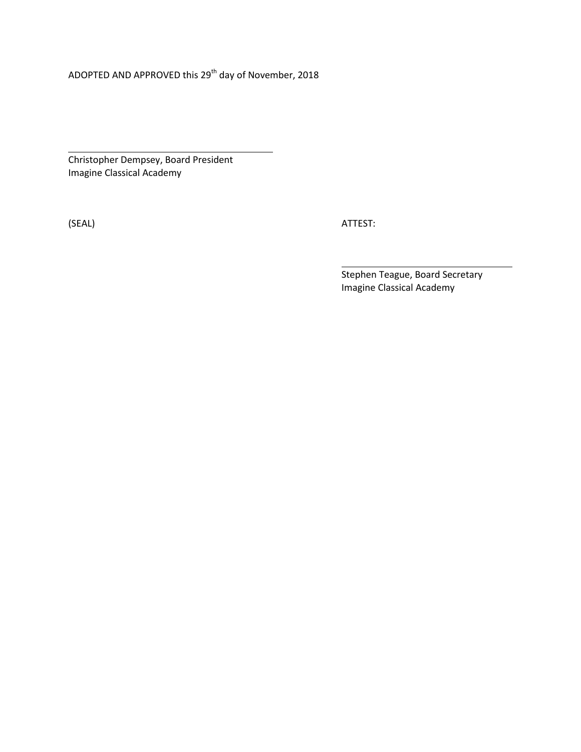ADOPTED AND APPROVED this 29th day of November, 2018

\_\_\_\_\_\_\_\_\_\_\_\_\_\_\_\_\_\_\_\_\_\_\_\_\_\_\_\_\_\_\_\_\_\_\_\_\_\_\_\_

Christopher Dempsey, Board President
Imagine Classical Academy

(SEAL)

ATTEST:

\_\_\_\_\_\_\_\_\_\_\_\_\_\_\_\_\_\_\_\_\_\_\_\_\_\_\_\_\_\_\_\_\_\_\_\_\_\_\_\_

Stephen Teague, Board Secretary
Imagine Classical Academy